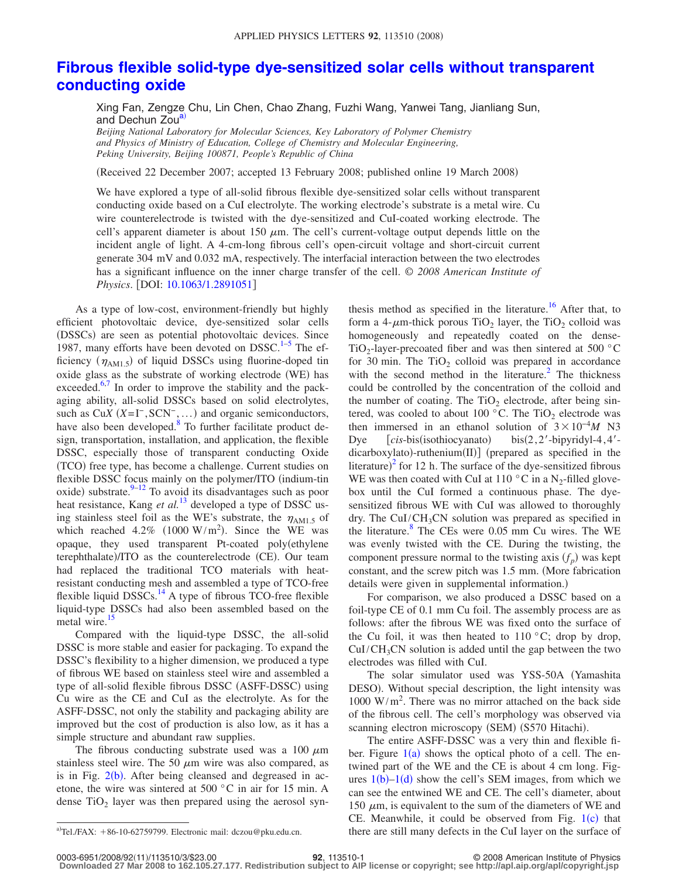# Fibrous flexible solid-type dye-sensitized solar cells without transparent conducting oxide

Xing Fan, Zengze Chu, Lin Chen, Chao Zhang, Fuzhi Wang, Yanwei Tang, Jianliang Sun, and Dechun Zou[a)]

*Beijing National Laboratory for Molecular Sciences, Key Laboratory of Polymer Chemistry and Physics of Ministry of Education, College of Chemistry and Molecular Engineering, Peking University, Beijing 100871, People's Republic of China*

(Received 22 December 2007; accepted 13 February 2008; published online 19 March 2008)

We have explored a type of all-solid fibrous flexible dye-sensitized solar cells without transparent conducting oxide based on a CuI electrolyte. The working electrode's substrate is a metal wire. Cu wire counterelectrode is twisted with the dye-sensitized and CuI-coated working electrode. The cell's apparent diameter is about 150 $\mu$m. The cell's current-voltage output depends little on the incident angle of light. A 4-cm-long fibrous cell's open-circuit voltage and short-circuit current generate 304 mV and 0.032 mA, respectively. The interfacial interaction between the two electrodes has a significant influence on the inner charge transfer of the cell. © *2008 American Institute of Physics*. [DOI: 10.1063/1.2891051]

As a type of low-cost, environment-friendly but highly efficient photovoltaic device, dye-sensitized solar cells (DSSCs) are seen as potential photovoltaic devices. Since 1987, many efforts have been devoted on DSSC.[1–5] The efficiency ($\eta_{AM1.5}$) of liquid DSSCs using fluorine-doped tin oxide glass as the substrate of working electrode (WE) has exceeded.[6,7] In order to improve the stability and the packaging ability, all-solid DSSCs based on solid electrolytes, such as Cu*X* (*X*=$I^-$, $SCN^-$, ...) and organic semiconductors, have also been developed.[8] To further facilitate product design, transportation, installation, and application, the flexible DSSC, especially those of transparent conducting Oxide (TCO) free type, has become a challenge. Current studies on flexible DSSC focus mainly on the polymer/ITO (indium-tin oxide) substrate.[9–12] To avoid its disadvantages such as poor heat resistance, Kang *et al.*[13] developed a type of DSSC using stainless steel foil as the WE's substrate, the $\eta_{AM1.5}$ of which reached 4.2% (1000 W/m$^2$). Since the WE was opaque, they used transparent Pt-coated poly(ethylene terephthalate)/ITO as the counterelectrode (CE). Our team had replaced the traditional TCO materials with heat-resistant conducting mesh and assembled a type of TCO-free flexible liquid DSSCs.[14] A type of fibrous TCO-free flexible liquid-type DSSCs had also been assembled based on the metal wire.[15]

Compared with the liquid-type DSSC, the all-solid DSSC is more stable and easier for packaging. To expand the DSSC's flexibility to a higher dimension, we produced a type of fibrous WE based on stainless steel wire and assembled a type of all-solid flexible fibrous DSSC (ASFF-DSSC) using Cu wire as the CE and CuI as the electrolyte. As for the ASFF-DSSC, not only the stability and packaging ability are improved but the cost of production is also low, as it has a simple structure and abundant raw supplies.

The fibrous conducting substrate used was a 100 $\mu$m stainless steel wire. The 50 $\mu$m wire was also compared, as is in Fig. 2(b). After being cleansed and degreased in acetone, the wire was sintered at 500 °C in air for 15 min. A dense $TiO_2$ layer was then prepared using the aerosol synthesis method as specified in the literature.[16] After that, to form a 4-$\mu$m-thick porous $TiO_2$ layer, the $TiO_2$ colloid was homogeneously and repeatedly coated on the dense-$TiO_2$-layer-precoated fiber and was then sintered at 500 °C for 30 min. The $TiO_2$ colloid was prepared in accordance with the second method in the literature.[2] The thickness could be controlled by the concentration of the colloid and the number of coating. The $TiO_2$ electrode, after being sintered, was cooled to about 100 °C. The $TiO_2$ electrode was then immersed in an ethanol solution of $3\times10^{-4}M$ N3 Dye [*cis*-bis(isothiocyanato) bis(2,2′-bipyridyl-4,4′-dicarboxylato)-ruthenium(II)] (prepared as specified in the literature)[2] for 12 h. The surface of the dye-sensitized fibrous WE was then coated with CuI at 110 °C in a $N_2$-filled glovebox until the CuI formed a continuous phase. The dye-sensitized fibrous WE with CuI was allowed to thoroughly dry. The CuI/$CH_3CN$ solution was prepared as specified in the literature.[8] The CEs were 0.05 mm Cu wires. The WE was evenly twisted with the CE. During the twisting, the component pressure normal to the twisting axis ($f_p$) was kept constant, and the screw pitch was 1.5 mm. (More fabrication details were given in supplemental information.)

For comparison, we also produced a DSSC based on a foil-type CE of 0.1 mm Cu foil. The assembly process are as follows: after the fibrous WE was fixed onto the surface of the Cu foil, it was then heated to 110 °C; drop by drop, CuI/$CH_3CN$ solution is added until the gap between the two electrodes was filled with CuI.

The solar simulator used was YSS-50A (Yamashita DESO). Without special description, the light intensity was 1000 W/m$^2$. There was no mirror attached on the back side of the fibrous cell. The cell's morphology was observed via scanning electron microscopy (SEM) (S570 Hitachi).

The entire ASFF-DSSC was a very thin and flexible fiber. Figure 1(a) shows the optical photo of a cell. The entwined part of the WE and the CE is about 4 cm long. Figures 1(b)–1(d) show the cell's SEM images, from which we can see the entwined WE and CE. The cell's diameter, about 150 $\mu$m, is equivalent to the sum of the diameters of WE and CE. Meanwhile, it could be observed from Fig. 1(c) that there are still many defects in the CuI layer on the surface of

a)Tel./FAX: +86-10-62759799. Electronic mail: dczou@pku.edu.cn.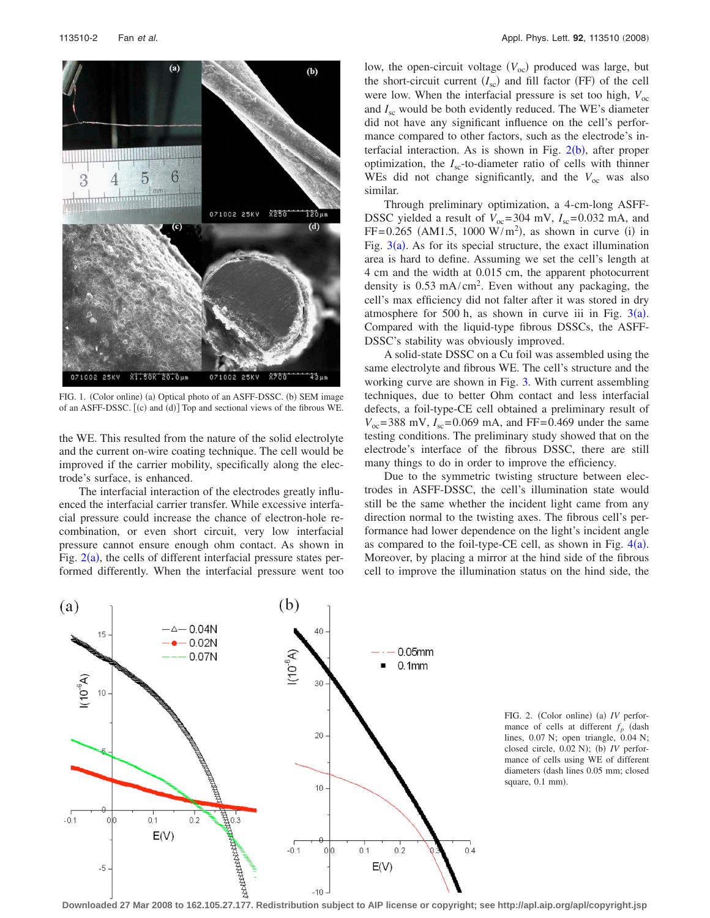FIG. 1. (Color online) (a) Optical photo of an ASFF-DSSC. (b) SEM image of an ASFF-DSSC. [(c) and (d)] Top and sectional views of the fibrous WE.

the WE. This resulted from the nature of the solid electrolyte and the current on-wire coating technique. The cell would be improved if the carrier mobility, specifically along the electrode's surface, is enhanced.

The interfacial interaction of the electrodes greatly influenced the interfacial carrier transfer. While excessive interfacial pressure could increase the chance of electron-hole recombination, or even short circuit, very low interfacial pressure cannot ensure enough ohm contact. As shown in Fig. 2(a), the cells of different interfacial pressure states performed differently. When the interfacial pressure went too low, the open-circuit voltage ($V_{oc}$) produced was large, but the short-circuit current ($I_{sc}$) and fill factor (FF) of the cell were low. When the interfacial pressure is set too high, $V_{oc}$ and $I_{sc}$ would be both evidently reduced. The WE's diameter did not have any significant influence on the cell's performance compared to other factors, such as the electrode's interfacial interaction. As is shown in Fig. 2(b), after proper optimization, the $I_{sc}$-to-diameter ratio of cells with thinner WEs did not change significantly, and the $V_{oc}$ was also similar.

Through preliminary optimization, a 4-cm-long ASFF-DSSC yielded a result of $V_{oc}$=304 mV, $I_{sc}$=0.032 mA, and FF=0.265 (AM1.5, 1000 W/m$^2$), as shown in curve (i) in Fig. 3(a). As for its special structure, the exact illumination area is hard to define. Assuming we set the cell's length at 4 cm and the width at 0.015 cm, the apparent photocurrent density is 0.53 mA/cm$^2$. Even without any packaging, the cell's max efficiency did not falter after it was stored in dry atmosphere for 500 h, as shown in curve iii in Fig. 3(a). Compared with the liquid-type fibrous DSSCs, the ASFF-DSSC's stability was obviously improved.

A solid-state DSSC on a Cu foil was assembled using the same electrolyte and fibrous WE. The cell's structure and the working curve are shown in Fig. 3. With current assembling techniques, due to better Ohm contact and less interfacial defects, a foil-type-CE cell obtained a preliminary result of $V_{oc}$=388 mV, $I_{sc}$=0.069 mA, and FF=0.469 under the same testing conditions. The preliminary study showed that on the electrode's interface of the fibrous DSSC, there are still many things to do in order to improve the efficiency.

Due to the symmetric twisting structure between electrodes in ASFF-DSSC, the cell's illumination state would still be the same whether the incident light came from any direction normal to the twisting axes. The fibrous cell's performance had lower dependence on the light's incident angle as compared to the foil-type-CE cell, as shown in Fig. 4(a). Moreover, by placing a mirror at the hind side of the fibrous cell to improve the illumination status on the hind side, the

FIG. 2. (Color online) (a) *IV* performance of cells at different $f_p$ (dash lines, 0.07 N; open triangle, 0.04 N; closed circle, 0.02 N); (b) *IV* performance of cells using WE of different diameters (dash lines 0.05 mm; closed square, 0.1 mm).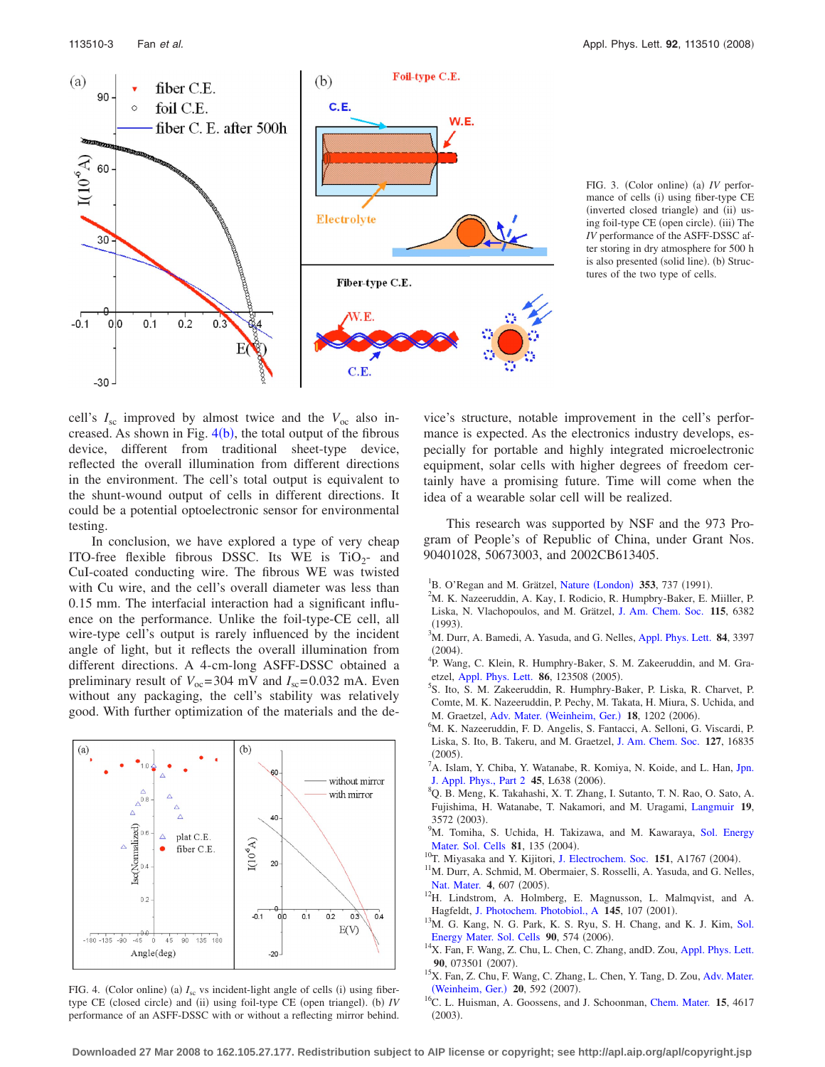(a)

fiber C.E.

foil C.E.

fiber C. E. after 500h

$I(10^{-6}A)$

90

60

30

0

-30

-0.1

0.0

0.1

0.2

0.3

0.4

E(V)

(b)

Foil-type C.E.

C.E.

W.E.

Electrolyte

Fiber-type C.E.

W.E.

C.E.

FIG. 3. (Color online) (a) *IV* performance of cells (i) using fiber-type CE (inverted closed triangle) and (ii) using foil-type CE (open circle). (iii) The *IV* performance of the ASFF-DSSC after storing in dry atmosphere for 500 h is also presented (solid line). (b) Structures of the two type of cells.

cell's $I_{sc}$ improved by almost twice and the $V_{oc}$ also increased. As shown in Fig. 4(b), the total output of the fibrous device, different from traditional sheet-type device, reflected the overall illumination from different directions in the environment. The cell's total output is equivalent to the shunt-wound output of cells in different directions. It could be a potential optoelectronic sensor for environmental testing.

In conclusion, we have explored a type of very cheap ITO-free flexible fibrous DSSC. Its WE is $TiO_2$- and CuI-coated conducting wire. The fibrous WE was twisted with Cu wire, and the cell's overall diameter was less than 0.15 mm. The interfacial interaction had a significant influence on the performance. Unlike the foil-type-CE cell, all wire-type cell's output is rarely influenced by the incident angle of light, but it reflects the overall illumination from different directions. A 4-cm-long ASFF-DSSC obtained a preliminary result of $V_{oc}$=304 mV and $I_{sc}$=0.032 mA. Even without any packaging, the cell's stability was relatively good. With further optimization of the materials and the device's structure, notable improvement in the cell's performance is expected. As the electronics industry develops, especially for portable and highly integrated microelectronic equipment, solar cells with higher degrees of freedom certainly have a promising future. Time will come when the idea of a wearable solar cell will be realized.

This research was supported by NSF and the 973 Program of People's of Republic of China, under Grant Nos. 90401028, 50673003, and 2002CB613405.

(a)

Isc(Normalized)

1.0

0.8

0.6

0.4

0.2

0.0

plat C.E.

fiber C.E.

-180 -135 -90 -45 0 45 90 135 180

Angle(deg)

(b)

without mirror

with mirror

$I(10^{-6}A)$

60

40

20

0

-20

-0.1

0.0

0.1

0.2

0.3

0.4

E(V)

FIG. 4. (Color online) (a) $I_{sc}$ vs incident-light angle of cells (i) using fiber-type CE (closed circle) and (ii) using foil-type CE (open triangel). (b) *IV* performance of an ASFF-DSSC with or without a reflecting mirror behind.

[1] B. O'Regan and M. Grätzel, Nature (London) **353**, 737 (1991).

[2] M. K. Nazeeruddin, A. Kay, I. Rodicio, R. Humpbry-Baker, E. Miiller, P. Liska, N. Vlachopoulos, and M. Grätzel, J. Am. Chem. Soc. **115**, 6382 (1993).

[3] M. Durr, A. Bamedi, A. Yasuda, and G. Nelles, Appl. Phys. Lett. **84**, 3397 (2004).

[4] P. Wang, C. Klein, R. Humphry-Baker, S. M. Zakeeruddin, and M. Graetzel, Appl. Phys. Lett. **86**, 123508 (2005).

[5] S. Ito, S. M. Zakeeruddin, R. Humphry-Baker, P. Liska, R. Charvet, P. Comte, M. K. Nazeeruddin, P. Pechy, M. Takata, H. Miura, S. Uchida, and M. Graetzel, Adv. Mater. (Weinheim, Ger.) **18**, 1202 (2006).

[6] M. K. Nazeeruddin, F. D. Angelis, S. Fantacci, A. Selloni, G. Viscardi, P. Liska, S. Ito, B. Takeru, and M. Graetzel, J. Am. Chem. Soc. **127**, 16835 (2005).

[7] A. Islam, Y. Chiba, Y. Watanabe, R. Komiya, N. Koide, and L. Han, Jpn. J. Appl. Phys., Part 2 **45**, L638 (2006).

[8] Q. B. Meng, K. Takahashi, X. T. Zhang, I. Sutanto, T. N. Rao, O. Sato, A. Fujishima, H. Watanabe, T. Nakamori, and M. Uragami, Langmuir **19**, 3572 (2003).

[9] M. Tomiha, S. Uchida, H. Takizawa, and M. Kawaraya, Sol. Energy Mater. Sol. Cells **81**, 135 (2004).

[10] T. Miyasaka and Y. Kijitori, J. Electrochem. Soc. **151**, A1767 (2004).

[11] M. Durr, A. Schmid, M. Obermaier, S. Rosselli, A. Yasuda, and G. Nelles, Nat. Mater. **4**, 607 (2005).

[12] H. Lindstrom, A. Holmberg, E. Magnusson, L. Malmqvist, and A. Hagfeldt, J. Photochem. Photobiol., A **145**, 107 (2001).

[13] M. G. Kang, N. G. Park, K. S. Ryu, S. H. Chang, and K. J. Kim, Sol. Energy Mater. Sol. Cells **90**, 574 (2006).

[14] X. Fan, F. Wang, Z. Chu, L. Chen, C. Zhang, andD. Zou, Appl. Phys. Lett. **90**, 073501 (2007).

[15] X. Fan, Z. Chu, F. Wang, C. Zhang, L. Chen, Y. Tang, D. Zou, Adv. Mater. (Weinheim, Ger.) **20**, 592 (2007).

[16] C. L. Huisman, A. Goossens, and J. Schoonman, Chem. Mater. **15**, 4617 (2003).